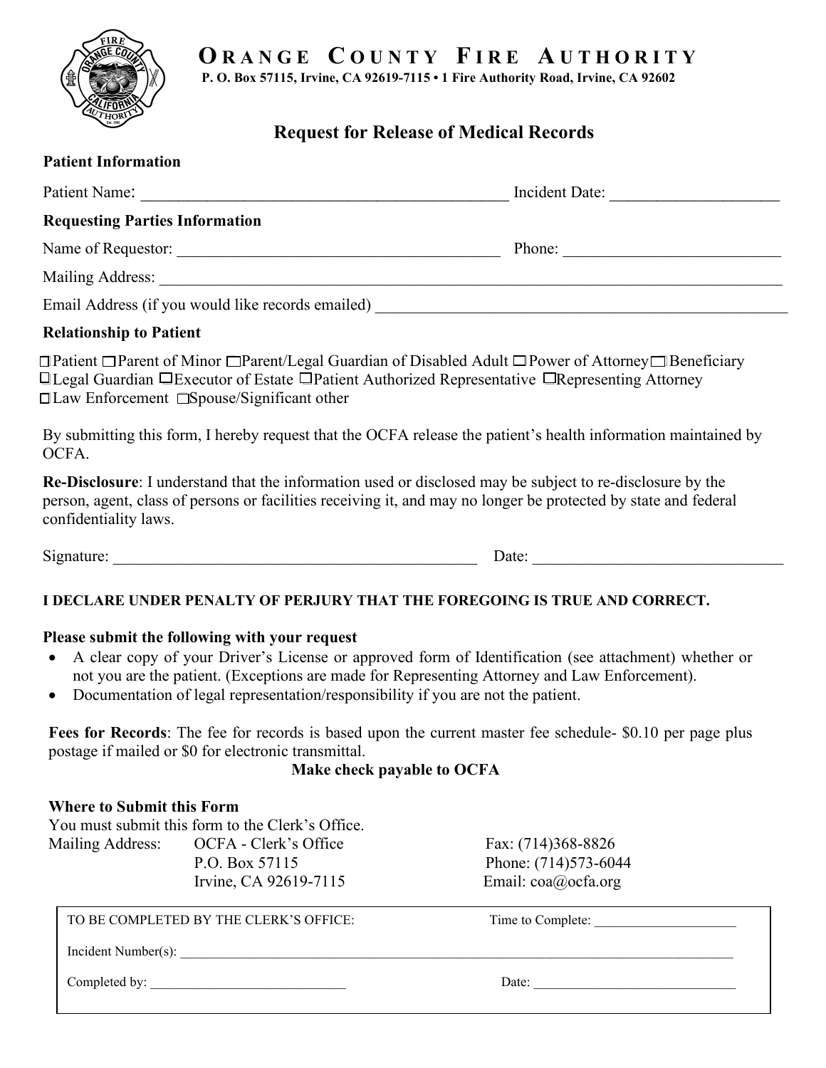# ORANGE COUNTY FIRE AUTHORITY

**P. O. Box 57115, Irvine, CA 92619-7115 • 1 Fire Authority Road, Irvine, CA 92602**

## Request for Release of Medical Records

**Patient Information**

Patient Name: _____________________________________________ Incident Date: ____________________

**Requesting Parties Information**

Name of Requestor: ________________________________________ Phone: ___________________________

Mailing Address: _______________________________________________________________________________

Email Address (if you would like records emailed) ___________________________________________________

**Relationship to Patient**

☐ Patient ☐ Parent of Minor ☐ Parent/Legal Guardian of Disabled Adult ☐ Power of Attorney ☐ Beneficiary
☐ Legal Guardian ☐ Executor of Estate ☐ Patient Authorized Representative ☐ Representing Attorney
☐ Law Enforcement ☐ Spouse/Significant other

By submitting this form, I hereby request that the OCFA release the patient's health information maintained by OCFA.

**Re-Disclosure**: I understand that the information used or disclosed may be subject to re-disclosure by the person, agent, class of persons or facilities receiving it, and may no longer be protected by state and federal confidentiality laws.

Signature: ______________________________________________ Date: _______________________________

**I DECLARE UNDER PENALTY OF PERJURY THAT THE FOREGOING IS TRUE AND CORRECT.**

**Please submit the following with your request**

- A clear copy of your Driver's License or approved form of Identification (see attachment) whether or not you are the patient. (Exceptions are made for Representing Attorney and Law Enforcement).
- Documentation of legal representation/responsibility if you are not the patient.

**Fees for Records**: The fee for records is based upon the current master fee schedule- $0.10 per page plus postage if mailed or $0 for electronic transmittal.

**Make check payable to OCFA**

**Where to Submit this Form**

You must submit this form to the Clerk's Office.

Mailing Address: OCFA - Clerk's Office
P.O. Box 57115
Irvine, CA 92619-7115

Fax: (714)368-8826
Phone: (714)573-6044
Email: coa@ocfa.org

TO BE COMPLETED BY THE CLERK'S OFFICE: Time to Complete: ____________________

Incident Number(s): ____________________________________________________________________________

Completed by: ____________________________ Date: ______________________________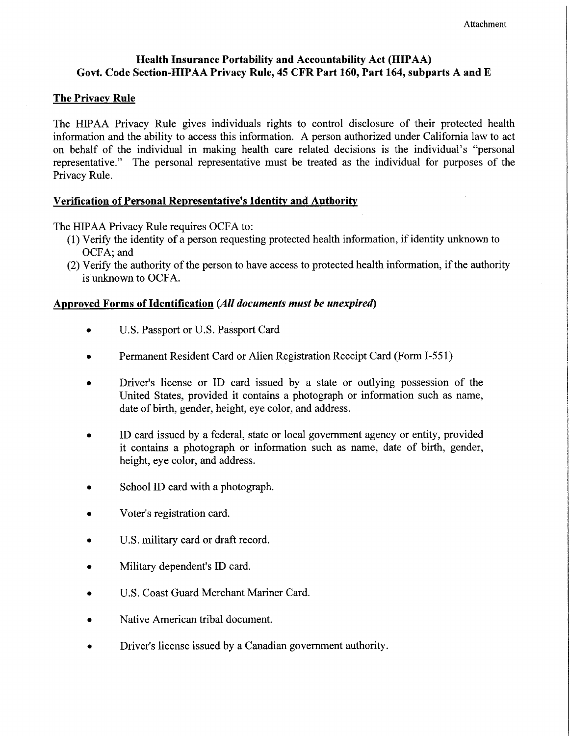Attachment

## Health Insurance Portability and Accountability Act (HIPAA)
## Govt. Code Section-HIPAA Privacy Rule, 45 CFR Part 160, Part 164, subparts A and E

### The Privacy Rule

The HIPAA Privacy Rule gives individuals rights to control disclosure of their protected health information and the ability to access this information. A person authorized under California law to act on behalf of the individual in making health care related decisions is the individual's "personal representative." The personal representative must be treated as the individual for purposes of the Privacy Rule.

### Verification of Personal Representative's Identity and Authority

The HIPAA Privacy Rule requires OCFA to:

(1) Verify the identity of a person requesting protected health information, if identity unknown to OCFA; and
(2) Verify the authority of the person to have access to protected health information, if the authority is unknown to OCFA.

### Approved Forms of Identification (*All documents must be unexpired*)

- U.S. Passport or U.S. Passport Card
- Permanent Resident Card or Alien Registration Receipt Card (Form I-551)
- Driver's license or ID card issued by a state or outlying possession of the United States, provided it contains a photograph or information such as name, date of birth, gender, height, eye color, and address.
- ID card issued by a federal, state or local government agency or entity, provided it contains a photograph or information such as name, date of birth, gender, height, eye color, and address.
- School ID card with a photograph.
- Voter's registration card.
- U.S. military card or draft record.
- Military dependent's ID card.
- U.S. Coast Guard Merchant Mariner Card.
- Native American tribal document.
- Driver's license issued by a Canadian government authority.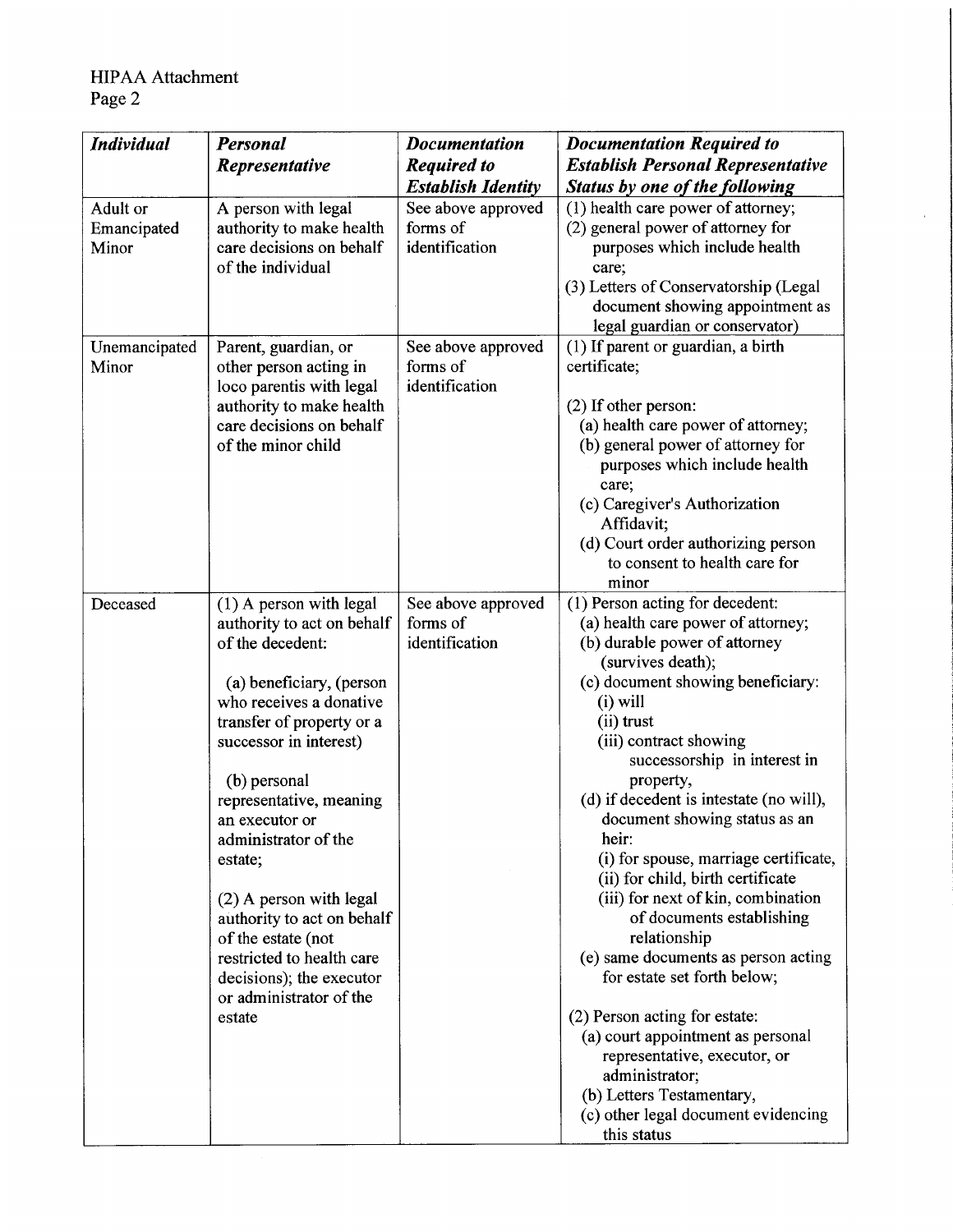| *Individual* | *Personal Representative* | *Documentation Required to Establish Identity* | *Documentation Required to Establish Personal Representative Status by one of the following* |
|---|---|---|---|
| Adult or Emancipated Minor | A person with legal authority to make health care decisions on behalf of the individual | See above approved forms of identification | (1) health care power of attorney;<br>(2) general power of attorney for purposes which include health care;<br>(3) Letters of Conservatorship (Legal document showing appointment as legal guardian or conservator) |
| Unemancipated Minor | Parent, guardian, or other person acting in loco parentis with legal authority to make health care decisions on behalf of the minor child | See above approved forms of identification | (1) If parent or guardian, a birth certificate;<br><br>(2) If other person:<br>(a) health care power of attorney;<br>(b) general power of attorney for purposes which include health care;<br>(c) Caregiver's Authorization Affidavit;<br>(d) Court order authorizing person to consent to health care for minor |
| Deceased | (1) A person with legal authority to act on behalf of the decedent:<br><br>(a) beneficiary, (person who receives a donative transfer of property or a successor in interest)<br><br>(b) personal representative, meaning an executor or administrator of the estate;<br><br>(2) A person with legal authority to act on behalf of the estate (not restricted to health care decisions); the executor or administrator of the estate | See above approved forms of identification | (1) Person acting for decedent:<br>(a) health care power of attorney;<br>(b) durable power of attorney (survives death);<br>(c) document showing beneficiary:<br>(i) will<br>(ii) trust<br>(iii) contract showing successorship in interest in property,<br>(d) if decedent is intestate (no will), document showing status as an heir:<br>(i) for spouse, marriage certificate,<br>(ii) for child, birth certificate<br>(iii) for next of kin, combination of documents establishing relationship<br>(e) same documents as person acting for estate set forth below;<br><br>(2) Person acting for estate:<br>(a) court appointment as personal representative, executor, or administrator;<br>(b) Letters Testamentary,<br>(c) other legal document evidencing this status |